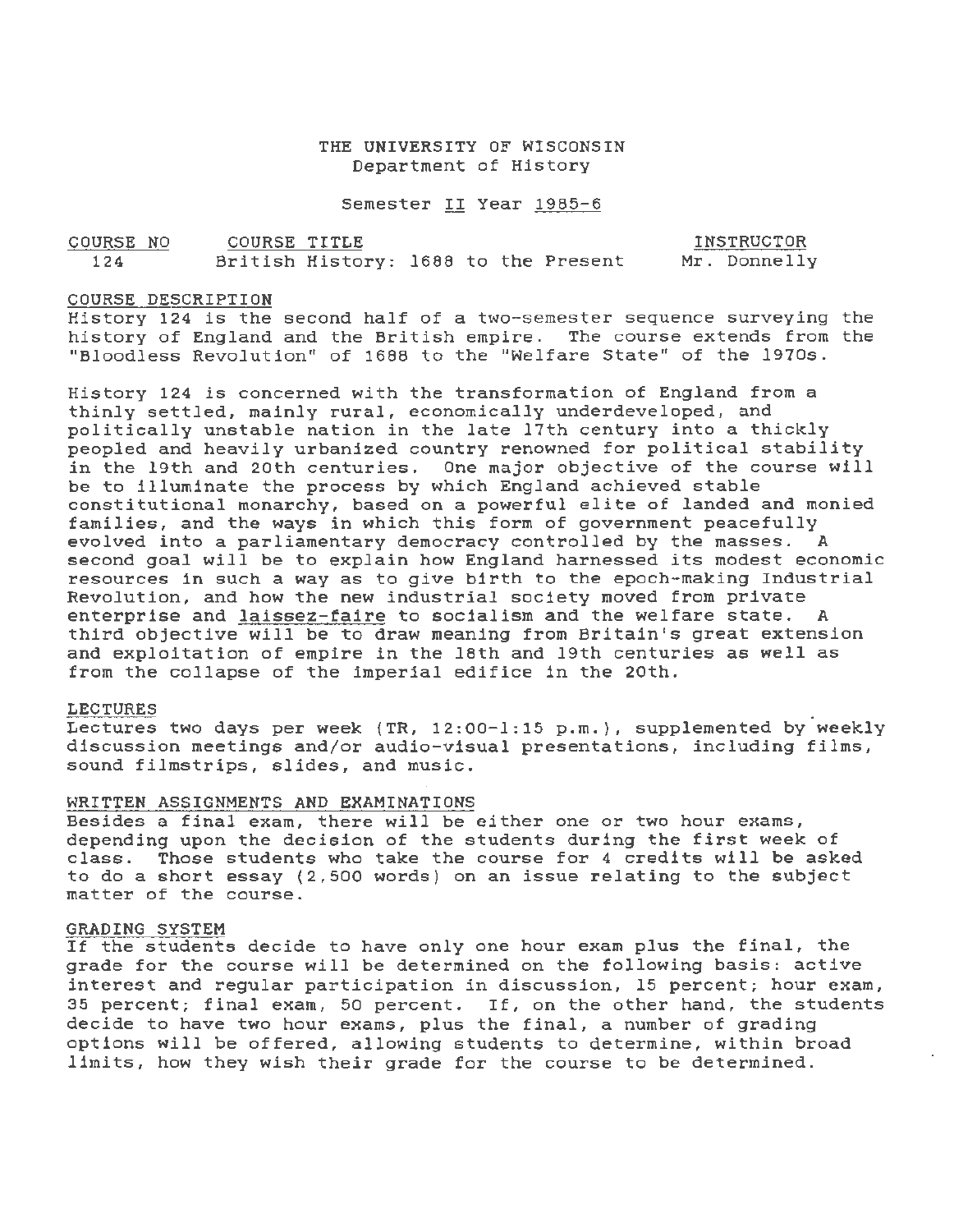# THE UNIVERSITY OF WISCONSIN
## Department of History

Semester II Year 1985-6

| COURSE NO | COURSE TITLE | INSTRUCTOR |
| --- | --- | --- |
| 124 | British History: 1688 to the Present | Mr. Donnelly |

### COURSE DESCRIPTION

History 124 is the second half of a two-semester sequence surveying the history of England and the British empire. The course extends from the "Bloodless Revolution" of 1688 to the "Welfare State" of the 1970s.

History 124 is concerned with the transformation of England from a thinly settled, mainly rural, economically underdeveloped, and politically unstable nation in the late 17th century into a thickly peopled and heavily urbanized country renowned for political stability in the 19th and 20th centuries. One major objective of the course will be to illuminate the process by which England achieved stable constitutional monarchy, based on a powerful elite of landed and monied families, and the ways in which this form of government peacefully evolved into a parliamentary democracy controlled by the masses. A second goal will be to explain how England harnessed its modest economic resources in such a way as to give birth to the epoch-making Industrial Revolution, and how the new industrial society moved from private enterprise and *laissez-faire* to socialism and the welfare state. A third objective will be to draw meaning from Britain's great extension and exploitation of empire in the 18th and 19th centuries as well as from the collapse of the imperial edifice in the 20th.

### LECTURES

Lectures two days per week (TR, 12:00-1:15 p.m.), supplemented by weekly discussion meetings and/or audio-visual presentations, including films, sound filmstrips, slides, and music.

### WRITTEN ASSIGNMENTS AND EXAMINATIONS

Besides a final exam, there will be either one or two hour exams, depending upon the decision of the students during the first week of class. Those students who take the course for 4 credits will be asked to do a short essay (2,500 words) on an issue relating to the subject matter of the course.

### GRADING SYSTEM

If the students decide to have only one hour exam plus the final, the grade for the course will be determined on the following basis: active interest and regular participation in discussion, 15 percent; hour exam, 35 percent; final exam, 50 percent. If, on the other hand, the students decide to have two hour exams, plus the final, a number of grading options will be offered, allowing students to determine, within broad limits, how they wish their grade for the course to be determined.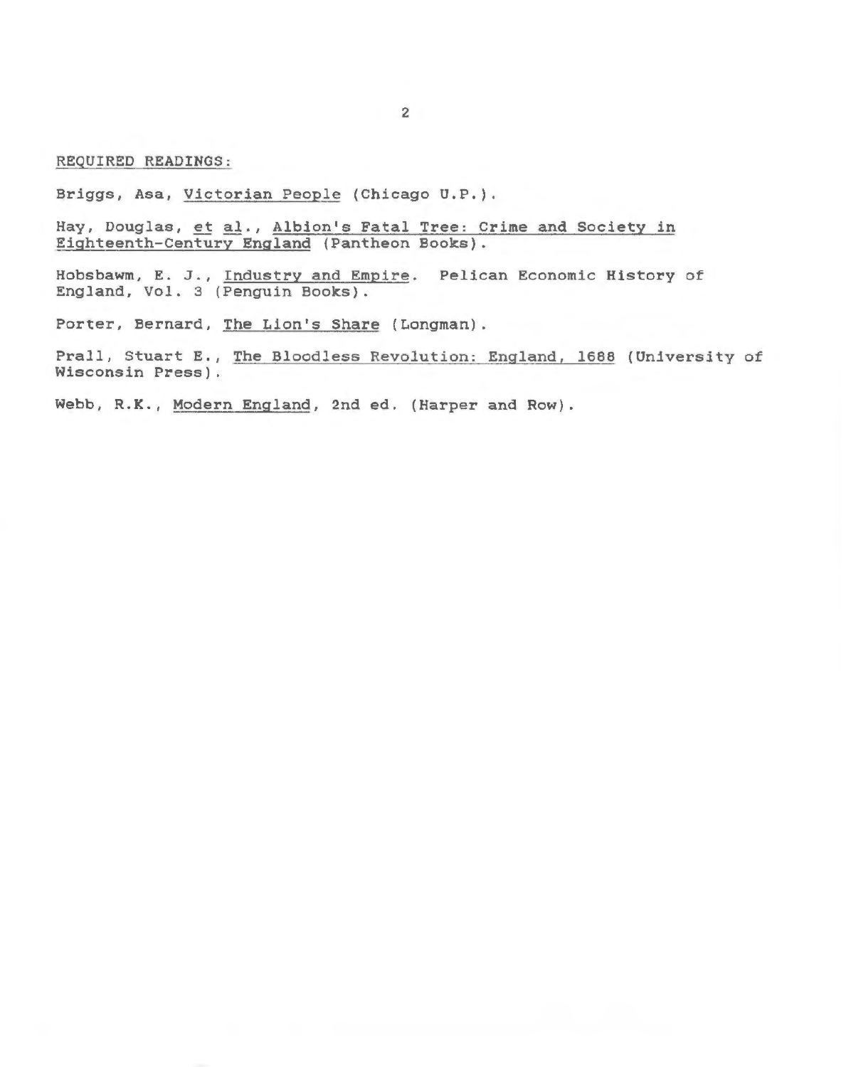REQUIRED READINGS:

Briggs, Asa, Victorian People (Chicago U.P.).

Hay, Douglas, et al., Albion's Fatal Tree: Crime and Society in Eighteenth-Century England (Pantheon Books).

Hobsbawm, E. J., Industry and Empire. Pelican Economic History of England, Vol. 3 (Penguin Books).

Porter, Bernard, The Lion's Share (Longman).

Prall, Stuart E., The Bloodless Revolution: England, 1688 (University of Wisconsin Press).

Webb, R.K., Modern England, 2nd ed. (Harper and Row).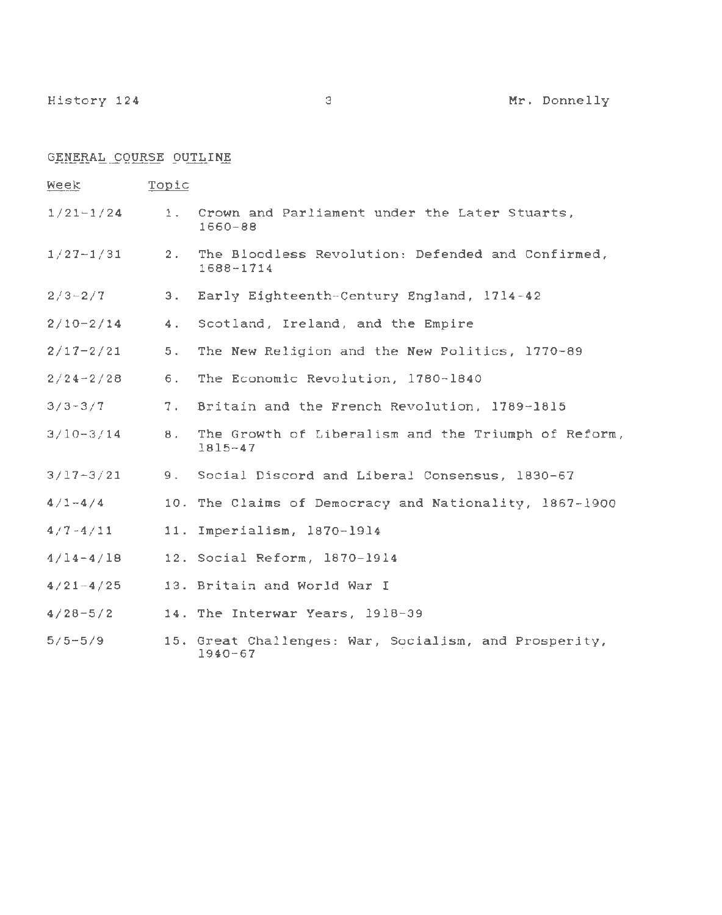## GENERAL COURSE OUTLINE

| Week | Topic |
| --- | --- |
| 1/21-1/24 | 1. Crown and Parliament under the Later Stuarts, 1660-88 |
| 1/27-1/31 | 2. The Bloodless Revolution: Defended and Confirmed, 1688-1714 |
| 2/3-2/7 | 3. Early Eighteenth-Century England, 1714-42 |
| 2/10-2/14 | 4. Scotland, Ireland, and the Empire |
| 2/17-2/21 | 5. The New Religion and the New Politics, 1770-89 |
| 2/24-2/28 | 6. The Economic Revolution, 1780-1840 |
| 3/3-3/7 | 7. Britain and the French Revolution, 1789-1815 |
| 3/10-3/14 | 8. The Growth of Liberalism and the Triumph of Reform, 1815-47 |
| 3/17-3/21 | 9. Social Discord and Liberal Consensus, 1830-67 |
| 4/1-4/4 | 10. The Claims of Democracy and Nationality, 1867-1900 |
| 4/7-4/11 | 11. Imperialism, 1870-1914 |
| 4/14-4/18 | 12. Social Reform, 1870-1914 |
| 4/21-4/25 | 13. Britain and World War I |
| 4/28-5/2 | 14. The Interwar Years, 1918-39 |
| 5/5-5/9 | 15. Great Challenges: War, Socialism, and Prosperity, 1940-67 |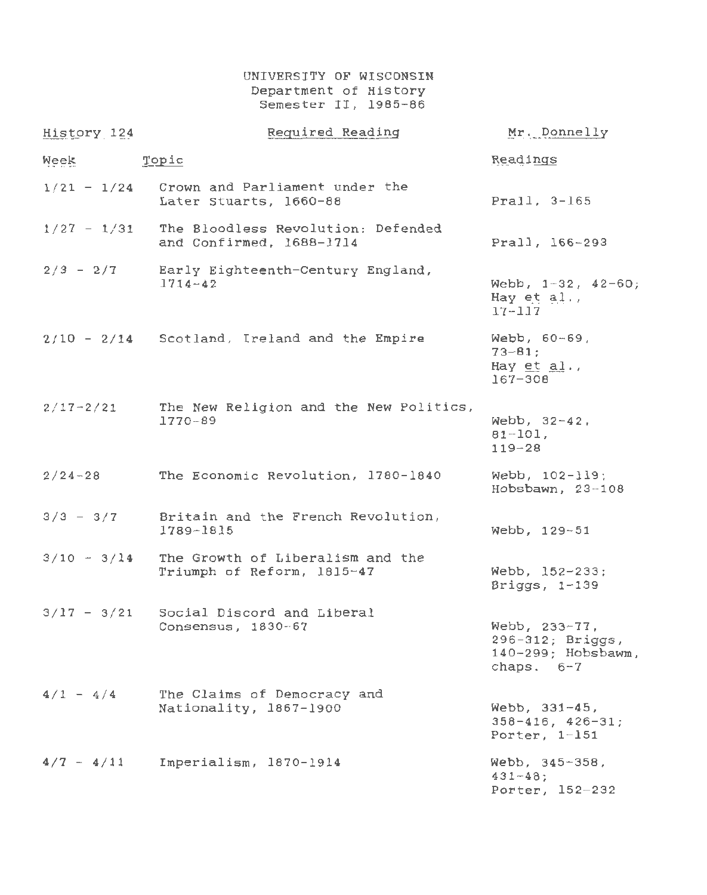UNIVERSITY OF WISCONSIN
Department of History
Semester II, 1985-86

History 124 | Required Reading | Mr. Donnelly

| Week | Topic | Readings |
| --- | --- | --- |
| 1/21 - 1/24 | Crown and Parliament under the Later Stuarts, 1660-88 | Prall, 3-165 |
| 1/27 - 1/31 | The Bloodless Revolution: Defended and Confirmed, 1688-1714 | Prall, 166-293 |
| 2/3 - 2/7 | Early Eighteenth-Century England, 1714-42 | Webb, 1-32, 42-60; Hay *et al.*, 17-117 |
| 2/10 - 2/14 | Scotland, Ireland and the Empire | Webb, 60-69, 73-81; Hay *et al.*, 167-308 |
| 2/17-2/21 | The New Religion and the New Politics, 1770-89 | Webb, 32-42, 81-101, 119-28 |
| 2/24-28 | The Economic Revolution, 1780-1840 | Webb, 102-119; Hobsbawn, 23-108 |
| 3/3 - 3/7 | Britain and the French Revolution, 1789-1815 | Webb, 129-51 |
| 3/10 - 3/14 | The Growth of Liberalism and the Triumph of Reform, 1815-47 | Webb, 152-233; Briggs, 1-139 |
| 3/17 - 3/21 | Social Discord and Liberal Consensus, 1830-67 | Webb, 233-77, 296-312; Briggs, 140-299; Hobsbawm, chaps. 6-7 |
| 4/1 - 4/4 | The Claims of Democracy and Nationality, 1867-1900 | Webb, 331-45, 358-416, 426-31; Porter, 1-151 |
| 4/7 - 4/11 | Imperialism, 1870-1914 | Webb, 345-358, 431-48; Porter, 152-232 |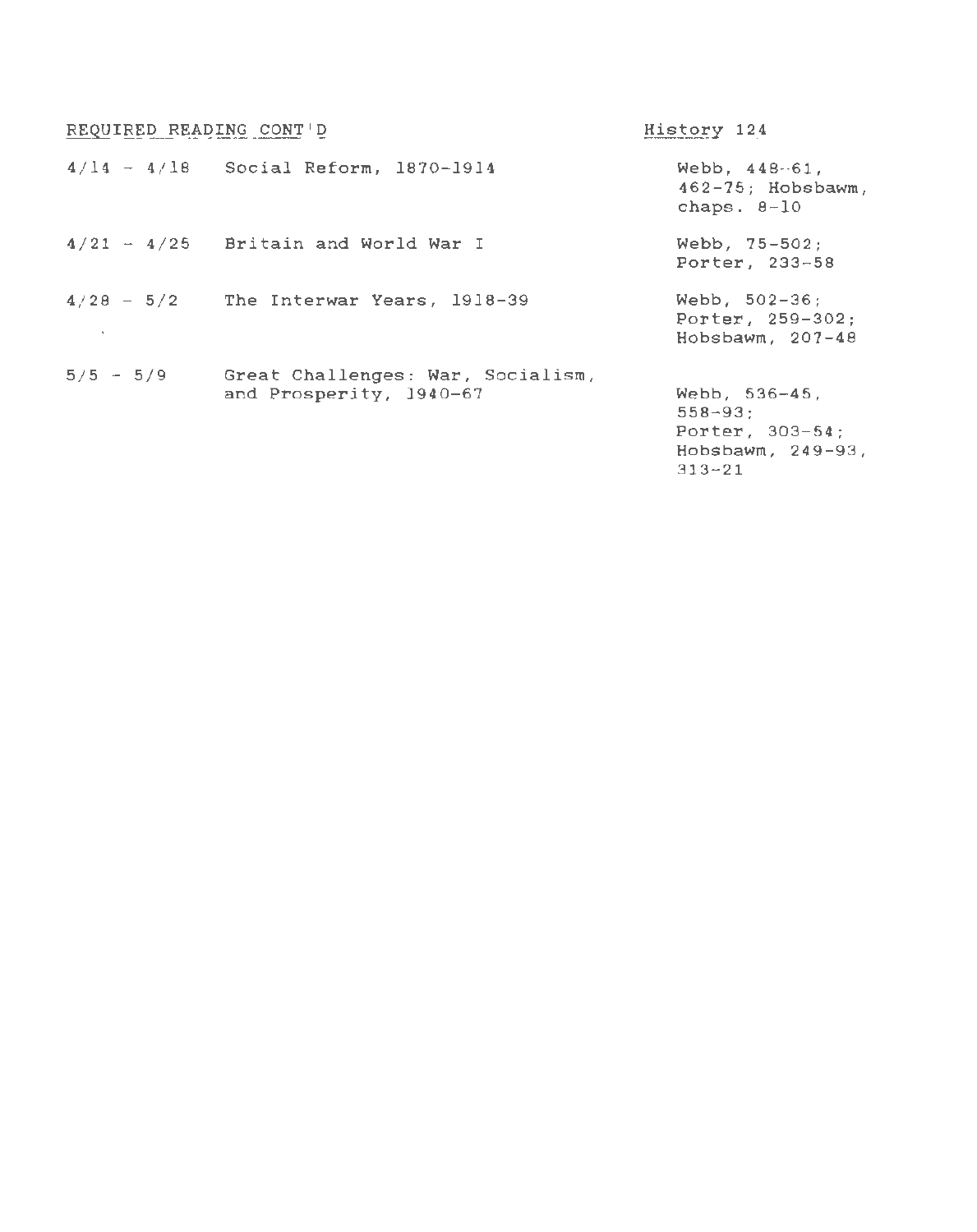REQUIRED READING CONT'D

History 124

| | | |
|---|---|---|
| 4/14 - 4/18 | Social Reform, 1870-1914 | Webb, 448-61, 462-75; Hobsbawm, chaps. 8-10 |
| 4/21 - 4/25 | Britain and World War I | Webb, 75-502; Porter, 233-58 |
| 4/28 - 5/2 | The Interwar Years, 1918-39 | Webb, 502-36; Porter, 259-302; Hobsbawm, 207-48 |
| 5/5 - 5/9 | Great Challenges: War, Socialism, and Prosperity, 1940-67 | Webb, 536-45, 558-93; Porter, 303-54; Hobsbawm, 249-93, 313-21 |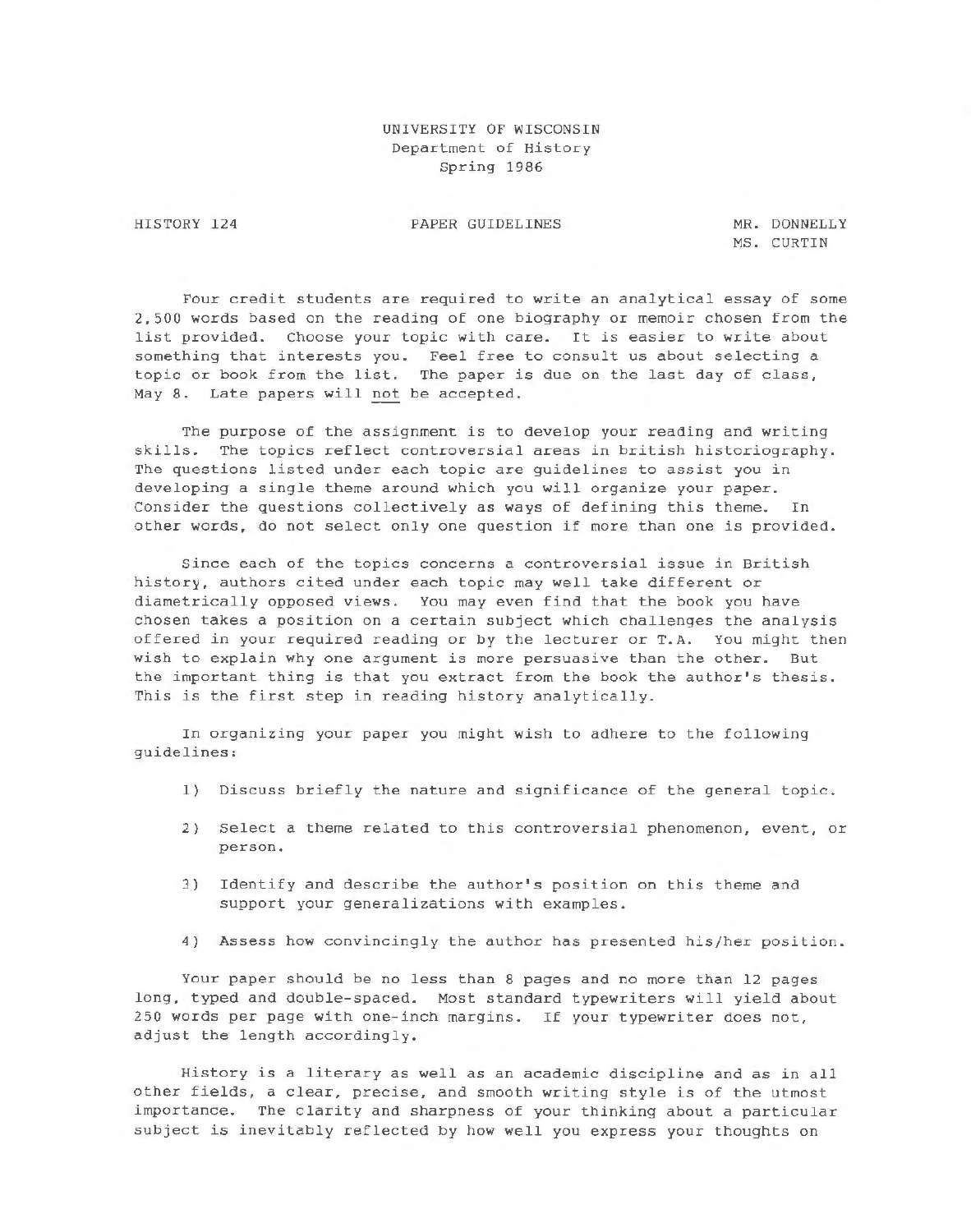UNIVERSITY OF WISCONSIN
Department of History
Spring 1986

HISTORY 124 — PAPER GUIDELINES — MR. DONNELLY, MS. CURTIN

Four credit students are required to write an analytical essay of some 2,500 words based on the reading of one biography or memoir chosen from the list provided. Choose your topic with care. It is easier to write about something that interests you. Feel free to consult us about selecting a topic or book from the list. The paper is due on the last day of class, May 8. Late papers will not be accepted.

The purpose of the assignment is to develop your reading and writing skills. The topics reflect controversial areas in british historiography. The questions listed under each topic are guidelines to assist you in developing a single theme around which you will organize your paper. Consider the questions collectively as ways of defining this theme. In other words, do not select only one question if more than one is provided.

Since each of the topics concerns a controversial issue in British history, authors cited under each topic may well take different or diametrically opposed views. You may even find that the book you have chosen takes a position on a certain subject which challenges the analysis offered in your required reading or by the lecturer or T.A. You might then wish to explain why one argument is more persuasive than the other. But the important thing is that you extract from the book the author's thesis. This is the first step in reading history analytically.

In organizing your paper you might wish to adhere to the following guidelines:

1) Discuss briefly the nature and significance of the general topic.

2) Select a theme related to this controversial phenomenon, event, or person.

3) Identify and describe the author's position on this theme and support your generalizations with examples.

4) Assess how convincingly the author has presented his/her position.

Your paper should be no less than 8 pages and no more than 12 pages long, typed and double-spaced. Most standard typewriters will yield about 250 words per page with one-inch margins. If your typewriter does not, adjust the length accordingly.

History is a literary as well as an academic discipline and as in all other fields, a clear, precise, and smooth writing style is of the utmost importance. The clarity and sharpness of your thinking about a particular subject is inevitably reflected by how well you express your thoughts on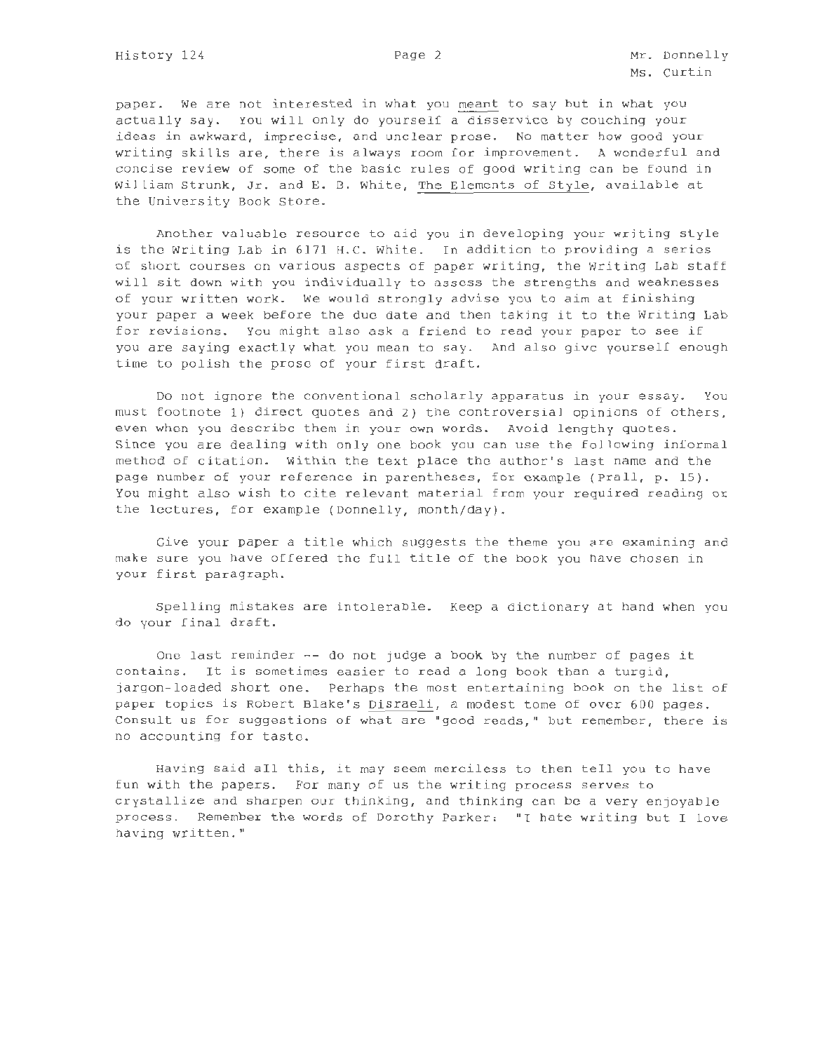paper. We are not interested in what you _meant_ to say but in what you actually say. You will only do yourself a disservice by couching your ideas in awkward, imprecise, and unclear prose. No matter how good your writing skills are, there is always room for improvement. A wonderful and concise review of some of the basic rules of good writing can be found in William Strunk, Jr. and E. B. White, _The Elements of Style_, available at the University Book Store.

Another valuable resource to aid you in developing your writing style is the Writing Lab in 6171 H.C. White. In addition to providing a series of short courses on various aspects of paper writing, the Writing Lab staff will sit down with you individually to assess the strengths and weaknesses of your written work. We would strongly advise you to aim at finishing your paper a week before the due date and then taking it to the Writing Lab for revisions. You might also ask a friend to read your paper to see if you are saying exactly what you mean to say. And also give yourself enough time to polish the prose of your first draft.

Do not ignore the conventional scholarly apparatus in your essay. You must footnote 1) direct quotes and 2) the controversial opinions of others, even when you describe them in your own words. Avoid lengthy quotes. Since you are dealing with only one book you can use the following informal method of citation. Within the text place the author's last name and the page number of your reference in parentheses, for example (Prall, p. 15). You might also wish to cite relevant material from your required reading or the lectures, for example (Donnelly, month/day).

Give your paper a title which suggests the theme you are examining and make sure you have offered the full title of the book you have chosen in your first paragraph.

Spelling mistakes are intolerable. Keep a dictionary at hand when you do your final draft.

One last reminder -- do not judge a book by the number of pages it contains. It is sometimes easier to read a long book than a turgid, jargon-loaded short one. Perhaps the most entertaining book on the list of paper topics is Robert Blake's _Disraeli_, a modest tome of over 600 pages. Consult us for suggestions of what are "good reads," but remember, there is no accounting for taste.

Having said all this, it may seem merciless to then tell you to have fun with the papers. For many of us the writing process serves to crystallize and sharpen our thinking, and thinking can be a very enjoyable process. Remember the words of Dorothy Parker: "I hate writing but I love having written."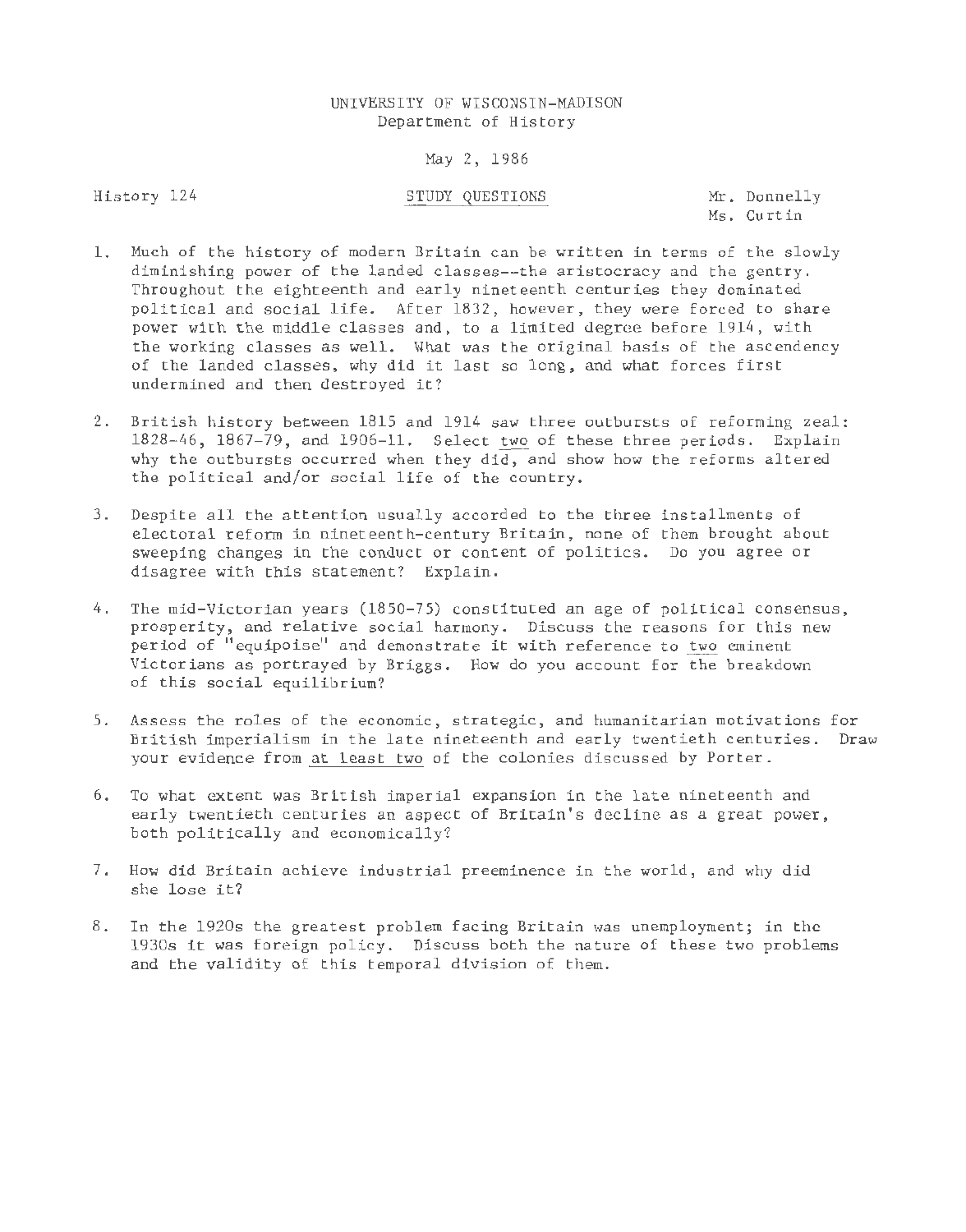UNIVERSITY OF WISCONSIN-MADISON
Department of History

May 2, 1986

History 124 — STUDY QUESTIONS — Mr. Donnelly, Ms. Curtin

1. Much of the history of modern Britain can be written in terms of the slowly diminishing power of the landed classes--the aristocracy and the gentry. Throughout the eighteenth and early nineteenth centuries they dominated political and social life. After 1832, however, they were forced to share power with the middle classes and, to a limited degree before 1914, with the working classes as well. What was the original basis of the ascendency of the landed classes, why did it last so long, and what forces first undermined and then destroyed it?

2. British history between 1815 and 1914 saw three outbursts of reforming zeal: 1828-46, 1867-79, and 1906-11. Select two of these three periods. Explain why the outbursts occurred when they did, and show how the reforms altered the political and/or social life of the country.

3. Despite all the attention usually accorded to the three installments of electoral reform in nineteenth-century Britain, none of them brought about sweeping changes in the conduct or content of politics. Do you agree or disagree with this statement? Explain.

4. The mid-Victorian years (1850-75) constituted an age of political consensus, prosperity, and relative social harmony. Discuss the reasons for this new period of "equipoise" and demonstrate it with reference to two eminent Victorians as portrayed by Briggs. How do you account for the breakdown of this social equilibrium?

5. Assess the roles of the economic, strategic, and humanitarian motivations for British imperialism in the late nineteenth and early twentieth centuries. Draw your evidence from at least two of the colonies discussed by Porter.

6. To what extent was British imperial expansion in the late nineteenth and early twentieth centuries an aspect of Britain's decline as a great power, both politically and economically?

7. How did Britain achieve industrial preeminence in the world, and why did she lose it?

8. In the 1920s the greatest problem facing Britain was unemployment; in the 1930s it was foreign policy. Discuss both the nature of these two problems and the validity of this temporal division of them.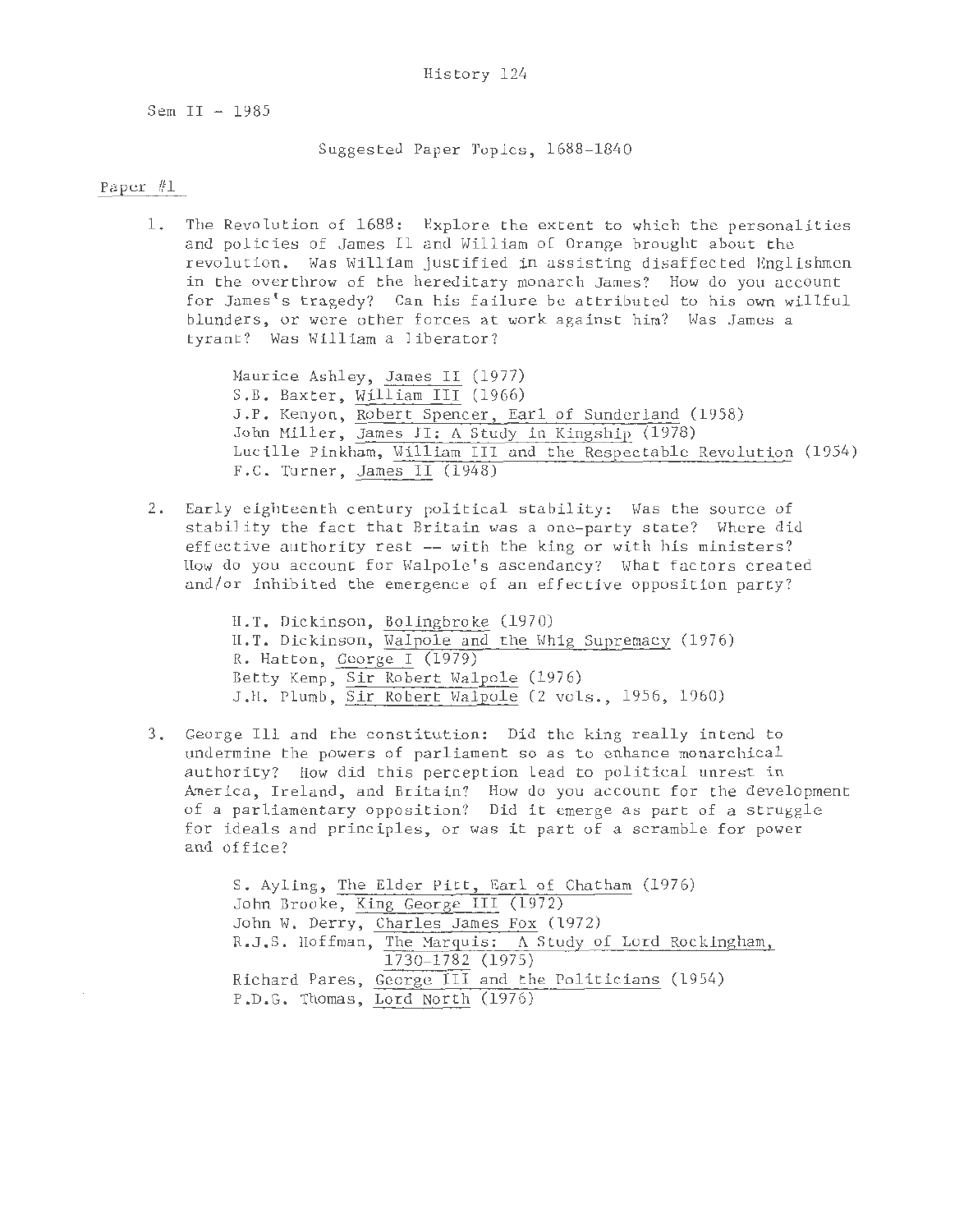History 124

Sem II - 1985

Suggested Paper Topics, 1688-1840

## Paper #1

1. The Revolution of 1688: Explore the extent to which the personalities and policies of James II and William of Orange brought about the revolution. Was William justified in assisting disaffected Englishmen in the overthrow of the hereditary monarch James? How do you account for James's tragedy? Can his failure be attributed to his own willful blunders, or were other forces at work against him? Was James a tyrant? Was William a liberator?

   Maurice Ashley, James II (1977)
   S.B. Baxter, William III (1966)
   J.P. Kenyon, Robert Spencer, Earl of Sunderland (1958)
   John Miller, James II: A Study in Kingship (1978)
   Lucille Pinkham, William III and the Respectable Revolution (1954)
   F.C. Turner, James II (1948)

2. Early eighteenth century political stability: Was the source of stability the fact that Britain was a one-party state? Where did effective authority rest -- with the king or with his ministers? How do you account for Walpole's ascendancy? What factors created and/or inhibited the emergence of an effective opposition party?

   H.T. Dickinson, Bolingbroke (1970)
   H.T. Dickinson, Walpole and the Whig Supremacy (1976)
   R. Hatton, George I (1979)
   Betty Kemp, Sir Robert Walpole (1976)
   J.H. Plumb, Sir Robert Walpole (2 vols., 1956, 1960)

3. George III and the constitution: Did the king really intend to undermine the powers of parliament so as to enhance monarchical authority? How did this perception lead to political unrest in America, Ireland, and Britain? How do you account for the development of a parliamentary opposition? Did it emerge as part of a struggle for ideals and principles, or was it part of a scramble for power and office?

   S. Ayling, The Elder Pitt, Earl of Chatham (1976)
   John Brooke, King George III (1972)
   John W. Derry, Charles James Fox (1972)
   R.J.S. Hoffman, The Marquis: A Study of Lord Rockingham, 1730-1782 (1975)
   Richard Pares, George III and the Politicians (1954)
   P.D.G. Thomas, Lord North (1976)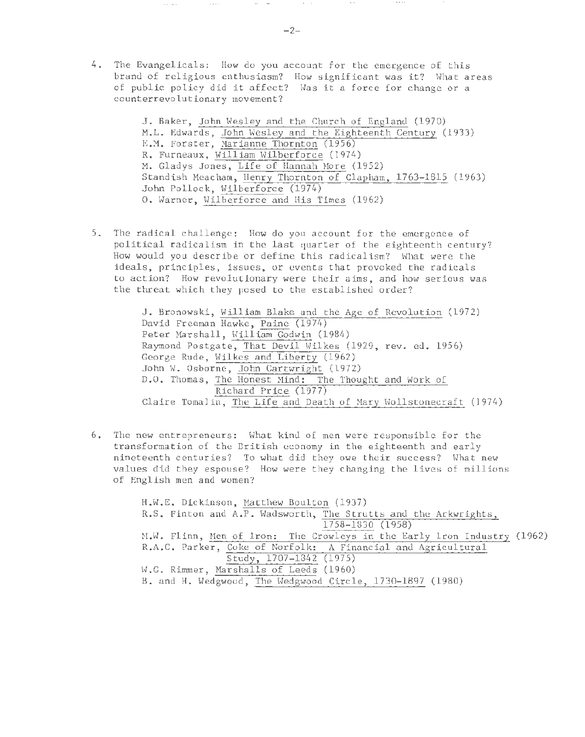4. The Evangelicals: How do you account for the emergence of this brand of religious enthusiasm? How significant was it? What areas of public policy did it affect? Was it a force for change or a counterrevolutionary movement?

   J. Baker, John Wesley and the Church of England (1970)
   M.L. Edwards, John Wesley and the Eighteenth Century (1933)
   E.M. Forster, Marianne Thornton (1956)
   R. Furneaux, William Wilberforce (1974)
   M. Gladys Jones, Life of Hannah More (1952)
   Standish Meacham, Henry Thornton of Clapham, 1763-1815 (1963)
   John Pollock, Wilberforce (1974)
   O. Warner, Wilberforce and His Times (1962)

5. The radical challenge: How do you account for the emergence of political radicalism in the last quarter of the eighteenth century? How would you describe or define this radicalism? What were the ideals, principles, issues, or events that provoked the radicals to action? How revolutionary were their aims, and how serious was the threat which they posed to the established order?

   J. Bronowski, William Blake and the Age of Revolution (1972)
   David Freeman Hawke, Paine (1974)
   Peter Marshall, William Godwin (1984)
   Raymond Postgate, That Devil Wilkes (1929, rev. ed. 1956)
   George Rude, Wilkes and Liberty (1962)
   John W. Osborne, John Cartwright (1972)
   D.O. Thomas, The Honest Mind: The Thought and Work of Richard Price (1977)
   Claire Tomalin, The Life and Death of Mary Wollstonecraft (1974)

6. The new entrepreneurs: What kind of men were responsible for the transformation of the British economy in the eighteenth and early nineteenth centuries? To what did they owe their success? What new values did they espouse? How were they changing the lives of millions of English men and women?

   H.W.E. Dickinson, Matthew Boulton (1937)
   R.S. Finton and A.P. Wadsworth, The Strutts and the Arkwrights, 1758-1830 (1958)
   M.W. Flinn, Men of Iron: The Crowleys in the Early Iron Industry (1962)
   R.A.C. Parker, Coke of Norfolk: A Financial and Agricultural Study, 1707-1842 (1975)
   W.G. Rimmer, Marshalls of Leeds (1960)
   B. and H. Wedgwood, The Wedgwood Circle, 1730-1897 (1980)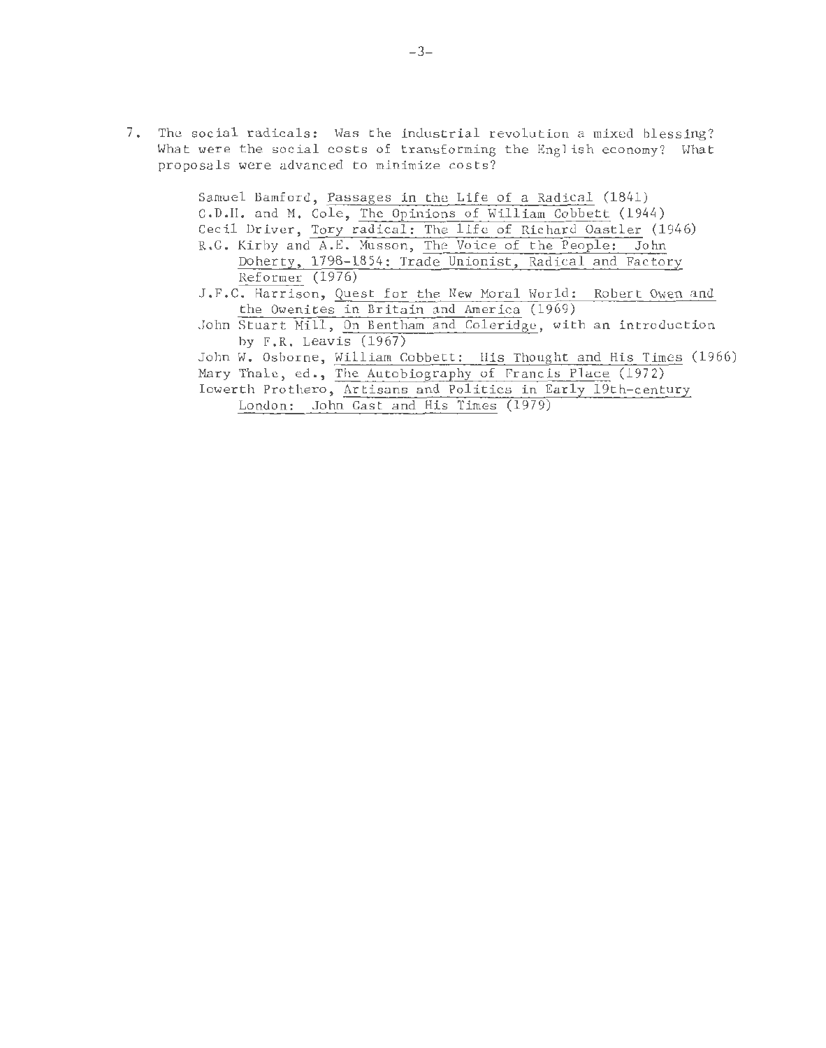7. The social radicals: Was the industrial revolution a mixed blessing? What were the social costs of transforming the English economy? What proposals were advanced to minimize costs?

    Samuel Bamford, Passages in the Life of a Radical (1841)
    G.D.H. and M. Cole, The Opinions of William Cobbett (1944)
    Cecil Driver, Tory radical: The life of Richard Oastler (1946)
    R.G. Kirby and A.E. Musson, The Voice of the People: John Doherty, 1798-1854: Trade Unionist, Radical and Factory Reformer (1976)
    J.F.C. Harrison, Quest for the New Moral World: Robert Owen and the Owenites in Britain and America (1969)
    John Stuart Mill, On Bentham and Coleridge, with an introduction by F.R. Leavis (1967)
    John W. Osborne, William Cobbett: His Thought and His Times (1966)
    Mary Thale, ed., The Autobiography of Francis Place (1972)
    Iowerth Prothero, Artisans and Politics in Early 19th-century London: John Gast and His Times (1979)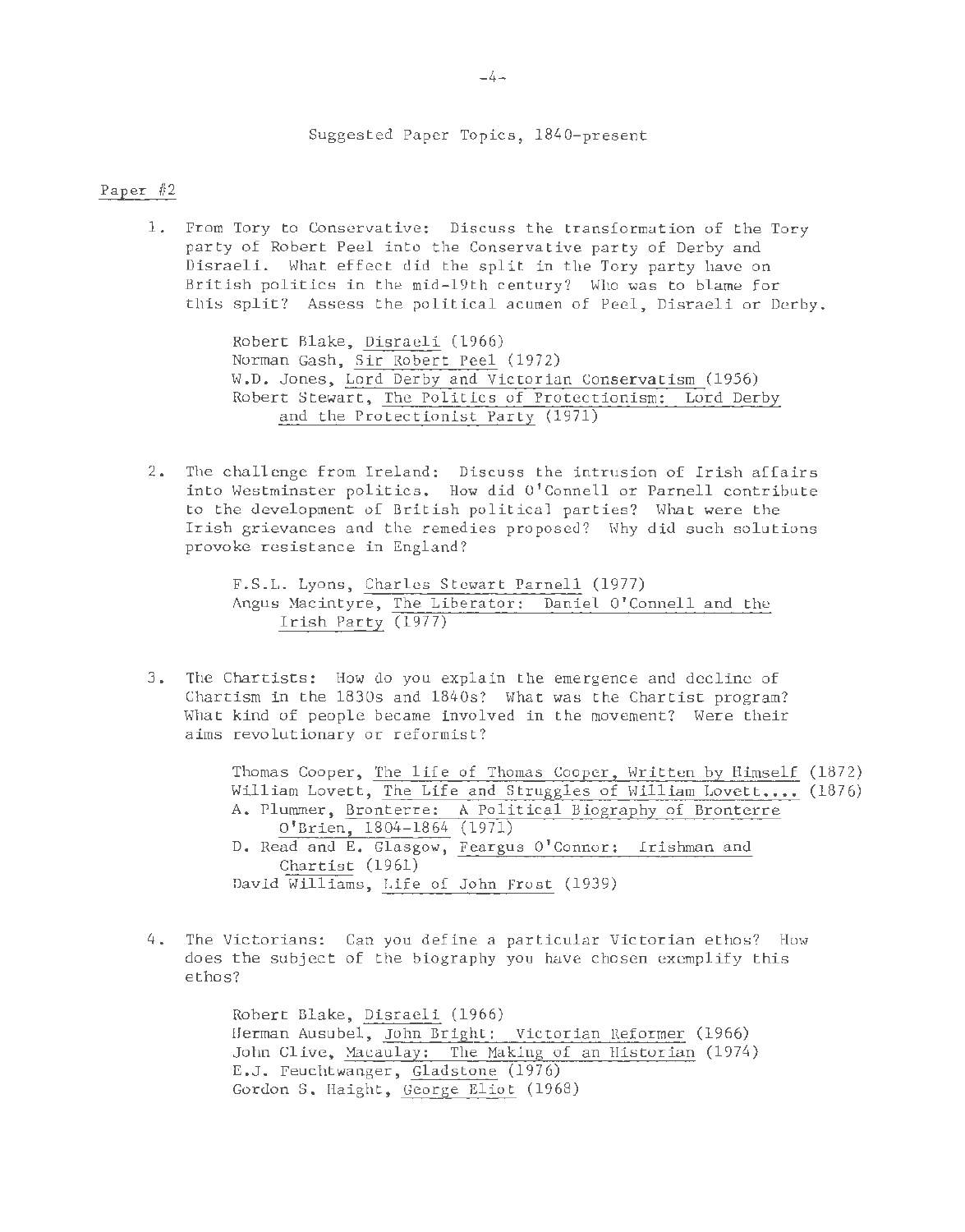## Suggested Paper Topics, 1840-present

### Paper #2

1. From Tory to Conservative: Discuss the transformation of the Tory party of Robert Peel into the Conservative party of Derby and Disraeli. What effect did the split in the Tory party have on British politics in the mid-19th century? Who was to blame for this split? Assess the political acumen of Peel, Disraeli or Derby.

   Robert Blake, Disraeli (1966)
   Norman Gash, Sir Robert Peel (1972)
   W.D. Jones, Lord Derby and Victorian Conservatism (1956)
   Robert Stewart, The Politics of Protectionism: Lord Derby and the Protectionist Party (1971)

2. The challenge from Ireland: Discuss the intrusion of Irish affairs into Westminster politics. How did O'Connell or Parnell contribute to the development of British political parties? What were the Irish grievances and the remedies proposed? Why did such solutions provoke resistance in England?

   F.S.L. Lyons, Charles Stewart Parnell (1977)
   Angus Macintyre, The Liberator: Daniel O'Connell and the Irish Party (1977)

3. The Chartists: How do you explain the emergence and decline of Chartism in the 1830s and 1840s? What was the Chartist program? What kind of people became involved in the movement? Were their aims revolutionary or reformist?

   Thomas Cooper, The life of Thomas Cooper, Written by Himself (1872)
   William Lovett, The Life and Struggles of William Lovett.... (1876)
   A. Plummer, Bronterre: A Political Biography of Bronterre O'Brien, 1804-1864 (1971)
   D. Read and E. Glasgow, Feargus O'Connor: Irishman and Chartist (1961)
   David Williams, Life of John Frost (1939)

4. The Victorians: Can you define a particular Victorian ethos? How does the subject of the biography you have chosen exemplify this ethos?

   Robert Blake, Disraeli (1966)
   Herman Ausubel, John Bright: Victorian Reformer (1966)
   John Clive, Macaulay: The Making of an Historian (1974)
   E.J. Feuchtwanger, Gladstone (1976)
   Gordon S. Haight, George Eliot (1968)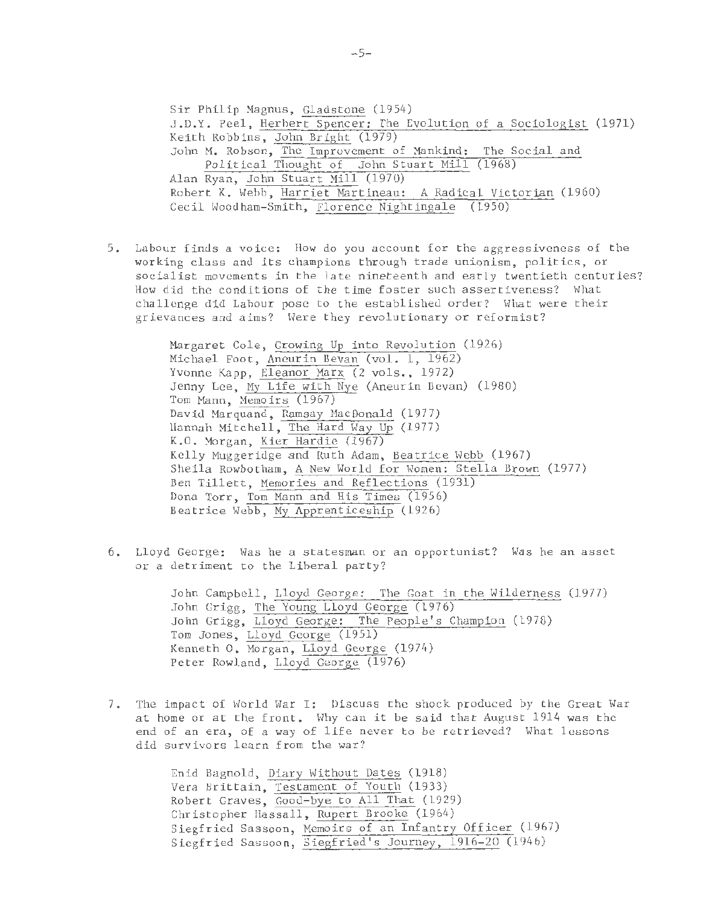Sir Philip Magnus, Gladstone (1954)
J.D.Y. Peel, Herbert Spencer: The Evolution of a Sociologist (1971)
Keith Robbins, John Bright (1979)
John M. Robson, The Improvement of Mankind: The Social and Political Thought of John Stuart Mill (1968)
Alan Ryan, John Stuart Mill (1970)
Robert K. Webb, Harriet Martineau: A Radical Victorian (1960)
Cecil Woodham-Smith, Florence Nightingale (1950)

5. Labour finds a voice: How do you account for the aggressiveness of the working class and its champions through trade unionism, politics, or socialist movements in the late nineteenth and early twentieth centuries? How did the conditions of the time foster such assertiveness? What challenge did Labour pose to the established order? What were their grievances and aims? Were they revolutionary or reformist?

    Margaret Cole, Growing Up into Revolution (1926)
    Michael Foot, Aneurin Bevan (vol. 1, 1962)
    Yvonne Kapp, Eleanor Marx (2 vols., 1972)
    Jenny Lee, My Life with Nye (Aneurin Bevan) (1980)
    Tom Mann, Memoirs (1967)
    David Marquand, Ramsay MacDonald (1977)
    Hannah Mitchell, The Hard Way Up (1977)
    K.O. Morgan, Kier Hardie (1967)
    Kelly Muggeridge and Ruth Adam, Beatrice Webb (1967)
    Sheila Rowbotham, A New World for Women: Stella Brown (1977)
    Ben Tillett, Memories and Reflections (1931)
    Dona Torr, Tom Mann and His Times (1956)
    Beatrice Webb, My Apprenticeship (1926)

6. Lloyd George: Was he a statesman or an opportunist? Was he an asset or a detriment to the Liberal party?

    John Campbell, Lloyd George: The Goat in the Wilderness (1977)
    John Grigg, The Young Lloyd George (1976)
    John Grigg, Lloyd George: The People's Champion (1978)
    Tom Jones, Lloyd George (1951)
    Kenneth O. Morgan, Lloyd George (1974)
    Peter Rowland, Lloyd George (1976)

7. The impact of World War I: Discuss the shock produced by the Great War at home or at the front. Why can it be said that August 1914 was the end of an era, of a way of life never to be retrieved? What lessons did survivors learn from the war?

    Enid Bagnold, Diary Without Dates (1918)
    Vera Brittain, Testament of Youth (1933)
    Robert Graves, Good-bye to All That (1929)
    Christopher Hassall, Rupert Brooke (1964)
    Siegfried Sassoon, Memoirs of an Infantry Officer (1967)
    Siegfried Sassoon, Siegfried's Journey, 1916-20 (1946)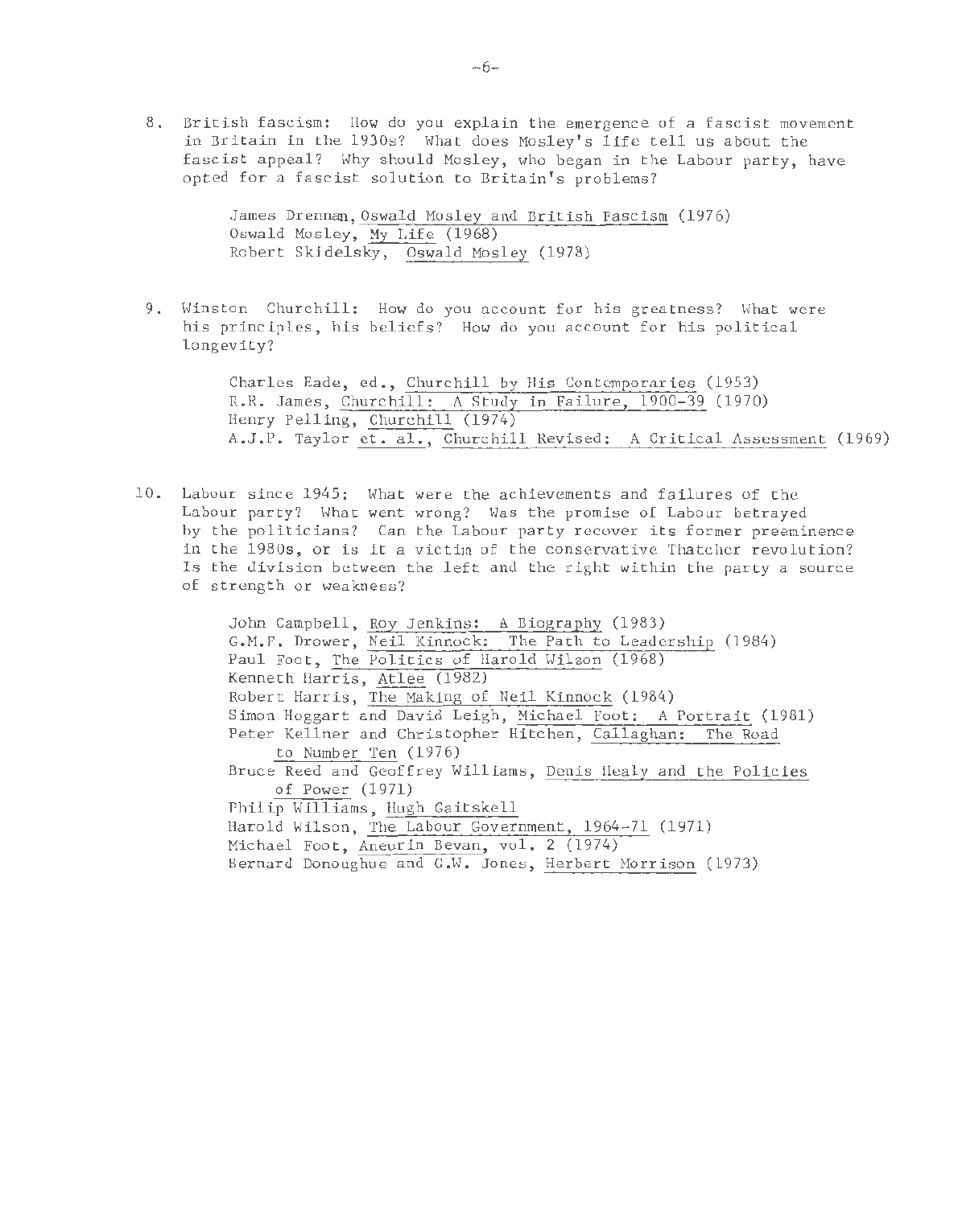8. British fascism: How do you explain the emergence of a fascist movement in Britain in the 1930s? What does Mosley's life tell us about the fascist appeal? Why should Mosley, who began in the Labour party, have opted for a fascist solution to Britain's problems?

   James Drennan, Oswald Mosley and British Fascism (1976)
   Oswald Mosley, My Life (1968)
   Robert Skidelsky, Oswald Mosley (1978)

9. Winston Churchill: How do you account for his greatness? What were his principles, his beliefs? How do you account for his political longevity?

   Charles Eade, ed., Churchill by His Contemporaries (1953)
   R.R. James, Churchill: A Study in Failure, 1900-39 (1970)
   Henry Pelling, Churchill (1974)
   A.J.P. Taylor et. al., Churchill Revised: A Critical Assessment (1969)

10. Labour since 1945: What were the achievements and failures of the Labour party? What went wrong? Was the promise of Labour betrayed by the politicians? Can the Labour party recover its former preeminence in the 1980s, or is it a victim of the conservative Thatcher revolution? Is the division between the left and the right within the party a source of strength or weakness?

    John Campbell, Roy Jenkins: A Biography (1983)
    G.M.F. Drower, Neil Kinnock: The Path to Leadership (1984)
    Paul Foot, The Politics of Harold Wilson (1968)
    Kenneth Harris, Atlee (1982)
    Robert Harris, The Making of Neil Kinnock (1984)
    Simon Hoggart and David Leigh, Michael Foot: A Portrait (1981)
    Peter Kellner and Christopher Hitchen, Callaghan: The Road to Number Ten (1976)
    Bruce Reed and Geoffrey Williams, Denis Healy and the Policies of Power (1971)
    Philip Williams, Hugh Gaitskell
    Harold Wilson, The Labour Government, 1964-71 (1971)
    Michael Foot, Aneurin Bevan, vol. 2 (1974)
    Bernard Donoughue and G.W. Jones, Herbert Morrison (1973)